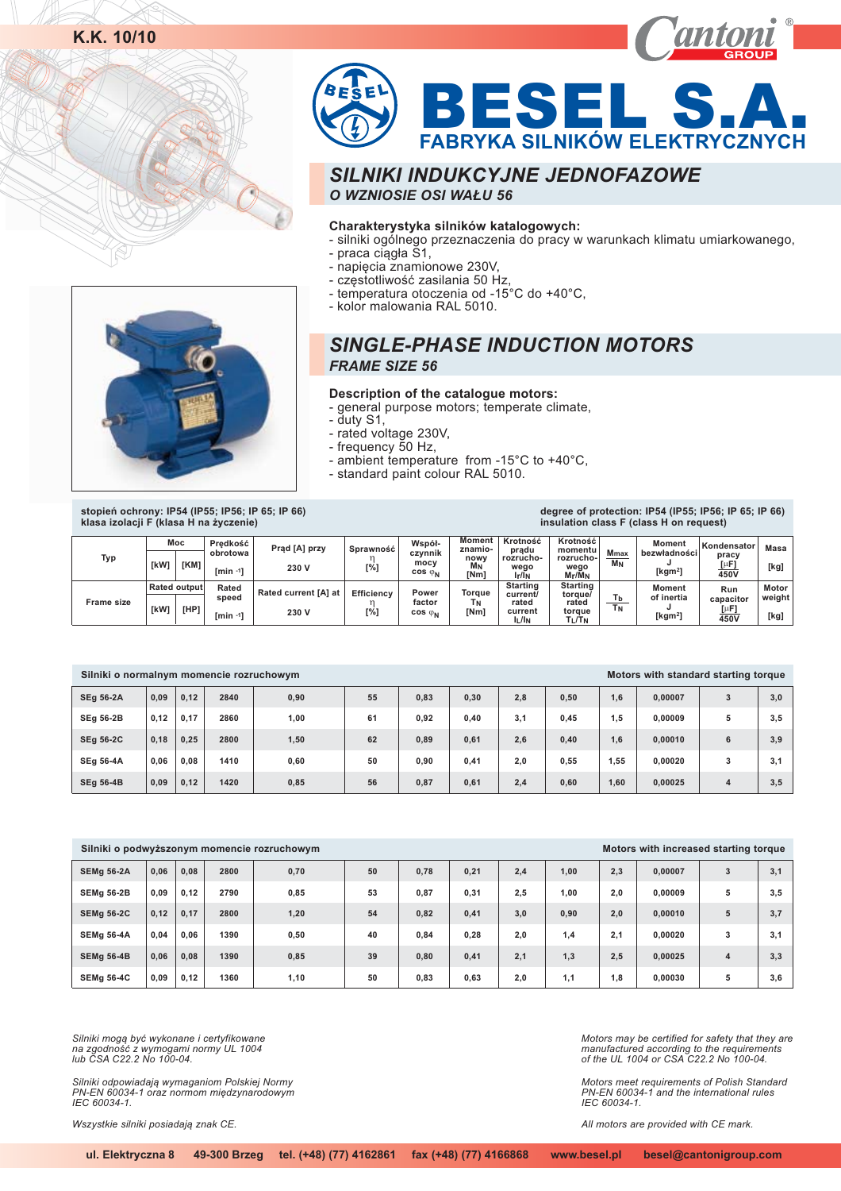K.K. 10/10

# BESEL S.A.

FABRYKA SILNIKÓW ELEKTRYCZNYCH

## SILNIKI INDUKCYJNE JEDNOFAZOWE

### O WZNIOSIE OSI WAŁU 56

**Charakterystyka silników katalogowych:**

- silniki ogólnego przeznaczenia do pracy w warunkach klimatu umiarkowanego,
- praca ciągła S1,
- napięcia znamionowe 230V,
- częstotliwość zasilania 50 Hz,
- temperatura otoczenia od -15°C do +40°C,
- kolor malowania RAL 5010.

## SINGLE-PHASE INDUCTION MOTORS

### FRAME SIZE 56

**Description of the catalogue motors:**

- general purpose motors; temperate climate,
- duty S1,
- rated voltage 230V,
- frequency 50 Hz,
- ambient temperature from -15°C to +40°C,
- standard paint colour RAL 5010.

**stopień ochrony: IP54 (IP55; IP56; IP 65; IP 66)**
**klasa izolacji F (klasa H na życzenie)**

**degree of protection: IP54 (IP55; IP56; IP 65; IP 66)**
**insulation class F (class H on request)**

| Typ / Frame size | Moc / Rated output [kW] | [KM] / [HP] | Prędkość obrotowa / Rated speed [min -1] | Prąd [A] przy 230 V / Rated current [A] at 230 V | Sprawność / Efficiency η [%] | Współczynnik mocy / Power factor cos $\varphi_N$ | Moment znamionowy / Torque $M_N$ / $T_N$ [Nm] | Krotność prądu rozruchowego / Starting current/rated current $I_r/I_N$ / $I_L/I_N$ | Krotność momentu rozruchowego / Starting torque/rated torque $M_r/M_N$ / $T_L/T_N$ | $\frac{M_{max}}{M_N}$ / $\frac{T_b}{T_N}$ | Moment bezwładności / Moment of inertia J [kgm²] | Kondensator pracy / Run capacitor [μF] 450V | Masa / Motor weight [kg] |
|---|---|---|---|---|---|---|---|---|---|---|---|---|---|
| **Silniki o normalnym momencie rozruchowym / Motors with standard starting torque** | | | | | | | | | | | | | |
| SEg 56-2A | 0,09 | 0,12 | 2840 | 0,90 | 55 | 0,83 | 0,30 | 2,8 | 0,50 | 1,6 | 0,00007 | 3 | 3,0 |
| SEg 56-2B | 0,12 | 0,17 | 2860 | 1,00 | 61 | 0,92 | 0,40 | 3,1 | 0,45 | 1,5 | 0,00009 | 5 | 3,5 |
| SEg 56-2C | 0,18 | 0,25 | 2800 | 1,50 | 62 | 0,89 | 0,61 | 2,6 | 0,40 | 1,6 | 0,00010 | 6 | 3,9 |
| SEg 56-4A | 0,06 | 0,08 | 1410 | 0,60 | 50 | 0,90 | 0,41 | 2,0 | 0,55 | 1,55 | 0,00020 | 3 | 3,1 |
| SEg 56-4B | 0,09 | 0,12 | 1420 | 0,85 | 56 | 0,87 | 0,61 | 2,4 | 0,60 | 1,60 | 0,00025 | 4 | 3,5 |
| **Silniki o podwyższonym momencie rozruchowym / Motors with increased starting torque** | | | | | | | | | | | | | |
| SEMg 56-2A | 0,06 | 0,08 | 2800 | 0,70 | 50 | 0,78 | 0,21 | 2,4 | 1,00 | 2,3 | 0,00007 | 3 | 3,1 |
| SEMg 56-2B | 0,09 | 0,12 | 2790 | 0,85 | 53 | 0,87 | 0,31 | 2,5 | 1,00 | 2,0 | 0,00009 | 5 | 3,5 |
| SEMg 56-2C | 0,12 | 0,17 | 2800 | 1,20 | 54 | 0,82 | 0,41 | 3,0 | 0,90 | 2,0 | 0,00010 | 5 | 3,7 |
| SEMg 56-4A | 0,04 | 0,06 | 1390 | 0,50 | 40 | 0,84 | 0,28 | 2,0 | 1,4 | 2,1 | 0,00020 | 3 | 3,1 |
| SEMg 56-4B | 0,06 | 0,08 | 1390 | 0,85 | 39 | 0,80 | 0,41 | 2,1 | 1,3 | 2,5 | 0,00025 | 4 | 3,3 |
| SEMg 56-4C | 0,09 | 0,12 | 1360 | 1,10 | 50 | 0,83 | 0,63 | 2,0 | 1,1 | 1,8 | 0,00030 | 5 | 3,6 |

*Silniki mogą być wykonane i certyfikowane na zgodność z wymogami normy UL 1004 lub CSA C22.2 No 100-04.*

*Silniki odpowiadają wymaganiom Polskiej Normy PN-EN 60034-1 oraz normom międzynarodowym IEC 60034-1.*

*Wszystkie silniki posiadają znak CE.*

*Motors may be certified for safety that they are manufactured according to the requirements of the UL 1004 or CSA C22.2 No 100-04.*

*Motors meet requirements of Polish Standard PN-EN 60034-1 and the international rules IEC 60034-1.*

*All motors are provided with CE mark.*

**ul. Elektryczna 8 49-300 Brzeg tel. (+48) (77) 4162861 fax (+48) (77) 4166868 www.besel.pl besel@cantonigroup.com**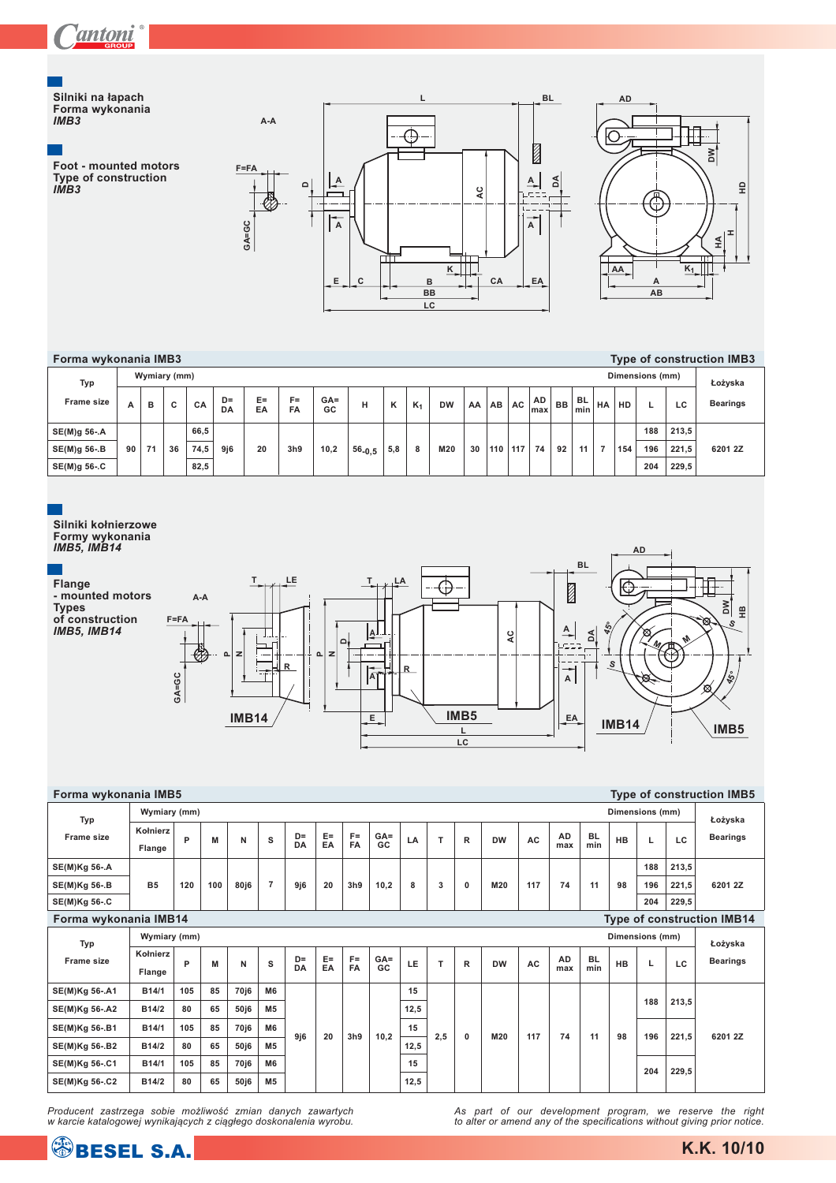Silniki na łapach
Forma wykonania
*IMB3*

Foot - mounted motors
Type of construction
*IMB3*

## Forma wykonania IMB3 / Type of construction IMB3

| Typ Frame size | Wymiary (mm) Dimensions (mm) | | | | | | | | | | | | | | | | | | | | | | Łożyska Bearings |
|---|---|---|---|---|---|---|---|---|---|---|---|---|---|---|---|---|---|---|---|---|---|---|---|
| | A | B | C | CA | D=DA | E=EA | F=FA | GA=GC | H | K | $K_1$ | DW | AA | AB | AC | AD max | BB | BL min | HA | HD | L | LC | |
| SE(M)g 56-.A | 90 | 71 | 36 | 66,5 | 9j6 | 20 | 3h9 | 10,2 | $56_{-0,5}$ | 5,8 | 8 | M20 | 30 | 110 | 117 | 74 | 92 | 11 | 7 | 154 | 188 | 213,5 | 6201 2Z |
| SE(M)g 56-.B | | | | 74,5 | | | | | | | | | | | | | | | | | 196 | 221,5 | |
| SE(M)g 56-.C | | | | 82,5 | | | | | | | | | | | | | | | | | 204 | 229,5 | |

Silniki kołnierzowe
Formy wykonania
*IMB5, IMB14*

Flange - mounted motors
Types of construction
*IMB5, IMB14*

## Forma wykonania IMB5 / Type of construction IMB5

| Typ Frame size | Kołnierz Flange | P | M | N | S | D=DA | E=EA | F=FA | GA=GC | LA | T | R | DW | AC | AD max | BL min | HB | L | LC | Łożyska Bearings |
|---|---|---|---|---|---|---|---|---|---|---|---|---|---|---|---|---|---|---|---|---|
| SE(M)Kg 56-.A | B5 | 120 | 100 | 80j6 | 7 | 9j6 | 20 | 3h9 | 10,2 | 8 | 3 | 0 | M20 | 117 | 74 | 11 | 98 | 188 | 213,5 | 6201 2Z |
| SE(M)Kg 56-.B | | | | | | | | | | | | | | | | | | 196 | 221,5 | |
| SE(M)Kg 56-.C | | | | | | | | | | | | | | | | | | 204 | 229,5 | |

## Forma wykonania IMB14 / Type of construction IMB14

| Typ Frame size | Kołnierz Flange | P | M | N | S | D=DA | E=EA | F=FA | GA=GC | LE | T | R | DW | AC | AD max | BL min | HB | L | LC | Łożyska Bearings |
|---|---|---|---|---|---|---|---|---|---|---|---|---|---|---|---|---|---|---|---|---|
| SE(M)Kg 56-.A1 | B14/1 | 105 | 85 | 70j6 | M6 | 9j6 | 20 | 3h9 | 10,2 | 15 | 2,5 | 0 | M20 | 117 | 74 | 11 | 98 | 188 | 213,5 | 6201 2Z |
| SE(M)Kg 56-.A2 | B14/2 | 80 | 65 | 50j6 | M5 | | | | | 12,5 | | | | | | | | | | |
| SE(M)Kg 56-.B1 | B14/1 | 105 | 85 | 70j6 | M6 | | | | | 15 | | | | | | | | 196 | 221,5 | |
| SE(M)Kg 56-.B2 | B14/2 | 80 | 65 | 50j6 | M5 | | | | | 12,5 | | | | | | | | | | |
| SE(M)Kg 56-.C1 | B14/1 | 105 | 85 | 70j6 | M6 | | | | | 15 | | | | | | | | 204 | 229,5 | |
| SE(M)Kg 56-.C2 | B14/2 | 80 | 65 | 50j6 | M5 | | | | | 12,5 | | | | | | | | | | |

*Producent zastrzega sobie możliwość zmian danych zawartych w karcie katalogowej wynikających z ciągłego doskonalenia wyrobu.*

*As part of our development program, we reserve the right to alter or amend any of the specifications without giving prior notice.*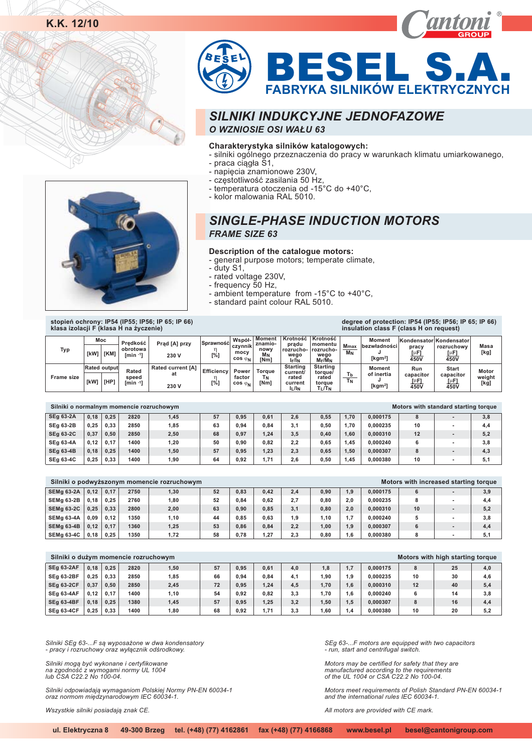K.K. 12/10

# BESEL S.A.

FABRYKA SILNIKÓW ELEKTRYCZNYCH

## SILNIKI INDUKCYJNE JEDNOFAZOWE

### O WZNIOSIE OSI WAŁU 63

**Charakterystyka silników katalogowych:**

- silniki ogólnego przeznaczenia do pracy w warunkach klimatu umiarkowanego,
- praca ciągła S1,
- napięcia znamionowe 230V,
- częstotliwość zasilania 50 Hz,
- temperatura otoczenia od -15°C do +40°C,
- kolor malowania RAL 5010.

## SINGLE-PHASE INDUCTION MOTORS

### FRAME SIZE 63

**Description of the catalogue motors:**

- general purpose motors; temperate climate,
- duty S1,
- rated voltage 230V,
- frequency 50 Hz,
- ambient temperature from -15°C to +40°C,
- standard paint colour RAL 5010.

**stopień ochrony: IP54 (IP55; IP56; IP 65; IP 66)**
**klasa izolacji F (klasa H na życzenie)**

**degree of protection: IP54 (IP55; IP56; IP 65; IP 66)**
**insulation class F (class H on request)**

| Typ / Frame size | Moc / Rated output [kW] | Moc / Rated output [KM] / [HP] | Prędkość obrotowa / Rated speed [min⁻¹] | Prąd [A] przy 230 V / Rated current [A] at 230 V | Sprawność / Efficiency η [%] | Współczynnik mocy / Power factor cos $\varphi_N$ | Moment znamionowy / Torque $M_N$ / $T_N$ [Nm] | Krotność prądu rozruchowego / Starting current/rated current $I_r/I_N$ / $I_L/I_N$ | Krotność momentu rozruchowego / Starting torque/rated torque $M_r/M_N$ / $T_L/T_N$ | $M_{max}/M_N$ / $T_b/T_N$ | Moment bezwładności / Moment of inertia J [kgm²] | Kondensator pracy / Run capacitor [μF] 450V | Kondensator rozruchowy / Start capacitor [μF] 450V | Masa / Motor weight [kg] |
|---|---|---|---|---|---|---|---|---|---|---|---|---|---|---|
| **Silniki o normalnym momencie rozruchowym / Motors with standard starting torque** | | | | | | | | | | | | | | |
| SEg 63-2A | 0,18 | 0,25 | 2820 | 1,45 | 57 | 0,95 | 0,61 | 2,6 | 0,55 | 1,70 | 0,000175 | 8 | - | 3,8 |
| SEg 63-2B | 0,25 | 0,33 | 2850 | 1,85 | 63 | 0,94 | 0,84 | 3,1 | 0,50 | 1,70 | 0,000235 | 10 | - | 4,4 |
| SEg 63-2C | 0,37 | 0,50 | 2850 | 2,50 | 68 | 0,97 | 1,24 | 3,5 | 0,40 | 1,60 | 0,000310 | 12 | - | 5,2 |
| SEg 63-4A | 0,12 | 0,17 | 1400 | 1,20 | 50 | 0,90 | 0,82 | 2,2 | 0,65 | 1,45 | 0,000240 | 6 | - | 3,8 |
| SEg 63-4B | 0,18 | 0,25 | 1400 | 1,50 | 57 | 0,95 | 1,23 | 2,3 | 0,65 | 1,50 | 0,000307 | 8 | - | 4,3 |
| SEg 63-4C | 0,25 | 0,33 | 1400 | 1,90 | 64 | 0,92 | 1,71 | 2,6 | 0,50 | 1,45 | 0,000380 | 10 | - | 5,1 |
| **Silniki o podwyższonym momencie rozruchowym / Motors with increased starting torque** | | | | | | | | | | | | | | |
| SEMg 63-2A | 0,12 | 0,17 | 2750 | 1,30 | 52 | 0,83 | 0,42 | 2,4 | 0,90 | 1,9 | 0,000175 | 6 | - | 3,9 |
| SEMg 63-2B | 0,18 | 0,25 | 2760 | 1,80 | 52 | 0,84 | 0,62 | 2,7 | 0,80 | 2,0 | 0,000235 | 8 | - | 4,4 |
| SEMg 63-2C | 0,25 | 0,33 | 2800 | 2,00 | 63 | 0,90 | 0,85 | 3,1 | 0,80 | 2,0 | 0,000310 | 10 | - | 5,2 |
| SEMg 63-4A | 0,09 | 0,12 | 1350 | 1,10 | 44 | 0,85 | 0,63 | 1,9 | 1,10 | 1,7 | 0,000240 | 5 | - | 3,8 |
| SEMg 63-4B | 0,12 | 0,17 | 1360 | 1,25 | 53 | 0,86 | 0,84 | 2,2 | 1,00 | 1,9 | 0,000307 | 6 | - | 4,4 |
| SEMg 63-4C | 0,18 | 0,25 | 1350 | 1,72 | 58 | 0,78 | 1,27 | 2,3 | 0,80 | 1,6 | 0,000380 | 8 | - | 5,1 |
| **Silniki o dużym momencie rozruchowym / Motors with high starting torque** | | | | | | | | | | | | | | |
| SEg 63-2AF | 0,18 | 0,25 | 2820 | 1,50 | 57 | 0,95 | 0,61 | 4,0 | 1,8 | 1,7 | 0,000175 | 8 | 25 | 4,0 |
| SEg 63-2BF | 0,25 | 0,33 | 2850 | 1,85 | 66 | 0,94 | 0,84 | 4,1 | 1,90 | 1,9 | 0,000235 | 10 | 30 | 4,6 |
| SEg 63-2CF | 0,37 | 0,50 | 2850 | 2,45 | 72 | 0,95 | 1,24 | 4,5 | 1,70 | 1,6 | 0,000310 | 12 | 40 | 5,4 |
| SEg 63-4AF | 0,12 | 0,17 | 1400 | 1,10 | 54 | 0,92 | 0,82 | 3,3 | 1,70 | 1,6 | 0,000240 | 6 | 14 | 3,8 |
| SEg 63-4BF | 0,18 | 0,25 | 1380 | 1,45 | 57 | 0,95 | 1,25 | 3,2 | 1,50 | 1,5 | 0,000307 | 8 | 16 | 4,4 |
| SEg 63-4CF | 0,25 | 0,33 | 1400 | 1,80 | 68 | 0,92 | 1,71 | 3,3 | 1,60 | 1,4 | 0,000380 | 10 | 20 | 5,2 |

*Silniki SEg 63-...F są wyposażone w dwa kondensatory - pracy i rozruchowy oraz wyłącznik odśrodkowy.*

*Silniki mogą być wykonane i certyfikowane na zgodność z wymogami normy UL 1004 lub CSA C22.2 No 100-04.*

*Silniki odpowiadają wymaganiom Polskiej Normy PN-EN 60034-1 oraz normom międzynarodowym IEC 60034-1.*

*Wszystkie silniki posiadają znak CE.*

*SEg 63-...F motors are equipped with two capacitors - run, start and centrifugal switch.*

*Motors may be certified for safety that they are manufactured according to the requirements of the UL 1004 or CSA C22.2 No 100-04.*

*Motors meet requirements of Polish Standard PN-EN 60034-1 and the international rules IEC 60034-1.*

*All motors are provided with CE mark.*

ul. Elektryczna 8 49-300 Brzeg tel. (+48) (77) 4162861 fax (+48) (77) 4166868 www.besel.pl besel@cantonigroup.com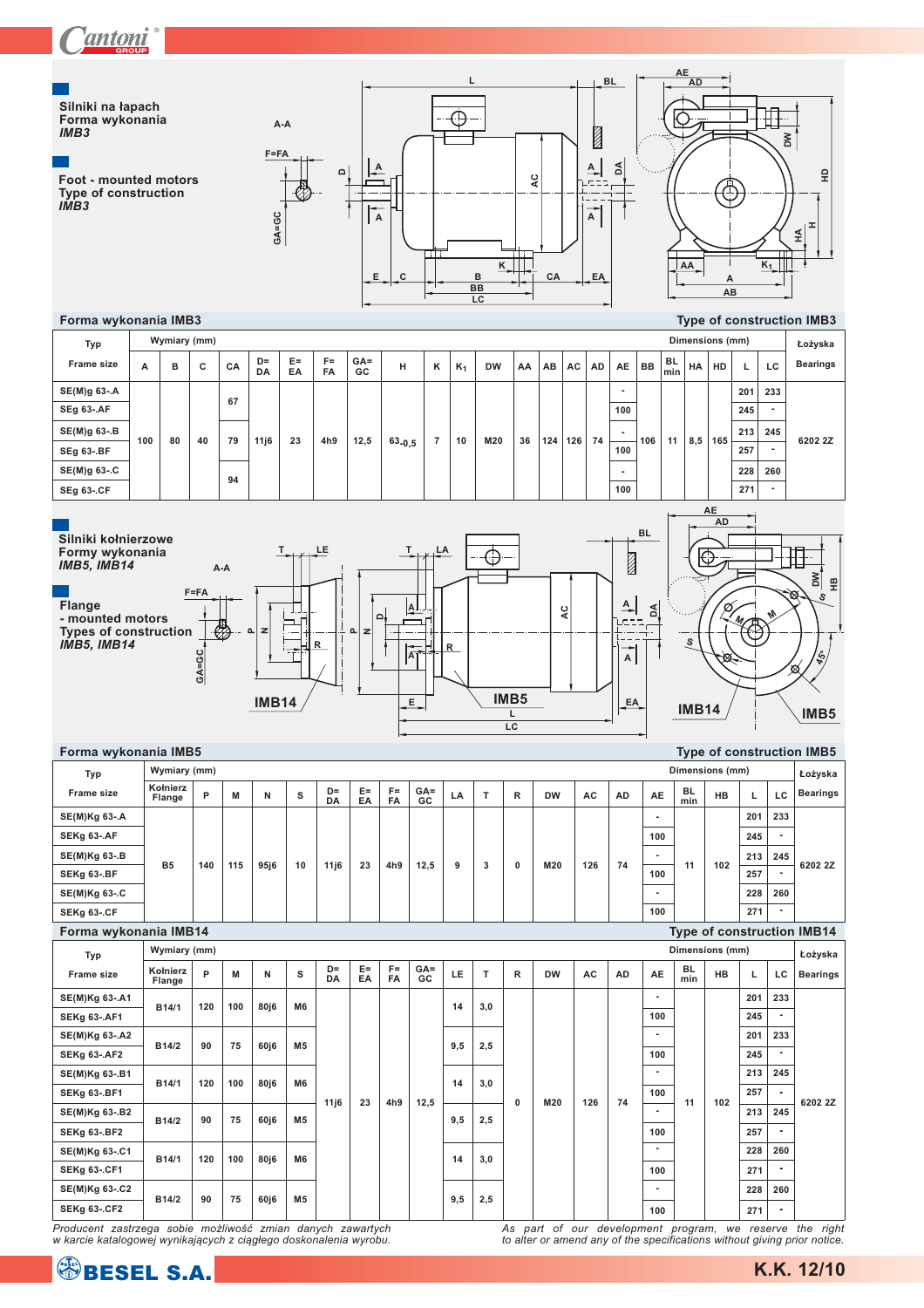## Silniki na łapach
**Forma wykonania**
*IMB3*

## Foot - mounted motors
**Type of construction**
*IMB3*

### Forma wykonania IMB3 / Type of construction IMB3

| Typ / Frame size | Wymiary (mm) / Dimensions (mm) | | | | | | | | | | | | | | | | | | | | | | Łożyska / Bearings |
|---|---|---|---|---|---|---|---|---|---|---|---|---|---|---|---|---|---|---|---|---|---|---|---|
| | A | B | C | CA | D= DA | E= EA | F= FA | GA= GC | H | K | $K_1$ | DW | AA | AB | AC | AD | AE | BB | BL min | HA | HD | L | LC | |
| SE(M)g 63-.A | 100 | 80 | 40 | 67 | 11j6 | 23 | 4h9 | 12,5 | $63_{-0,5}$ | 7 | 10 | M20 | 36 | 124 | 126 | 74 | - | 106 | 11 | 8,5 | 165 | 201 | 233 | 6202 2Z |
| SEg 63-.AF | | | | | | | | | | | | | | | | | 100 | | | | | 245 | - | |
| SE(M)g 63-.B | | | | 79 | | | | | | | | | | | | | - | | | | | 213 | 245 | |
| SEg 63-.BF | | | | | | | | | | | | | | | | | 100 | | | | | 257 | - | |
| SE(M)g 63-.C | | | | 94 | | | | | | | | | | | | | - | | | | | 228 | 260 | |
| SEg 63-.CF | | | | | | | | | | | | | | | | | 100 | | | | | 271 | - | |

## Silniki kołnierzowe
**Formy wykonania**
*IMB5, IMB14*

## Flange - mounted motors
**Types of construction**
*IMB5, IMB14*

### Forma wykonania IMB5 / Type of construction IMB5

| Typ / Frame size | Kołnierz / Flange | P | M | N | S | D= DA | E= EA | F= FA | GA= GC | LA | T | R | DW | AC | AD | AE | BL min | HB | L | LC | Łożyska / Bearings |
|---|---|---|---|---|---|---|---|---|---|---|---|---|---|---|---|---|---|---|---|---|---|
| SE(M)Kg 63-.A | B5 | 140 | 115 | 95j6 | 10 | 11j6 | 23 | 4h9 | 12,5 | 9 | 3 | 0 | M20 | 126 | 74 | - | 11 | 102 | 201 | 233 | 6202 2Z |
| SEKg 63-.AF | | | | | | | | | | | | | | | | 100 | | | 245 | - | |
| SE(M)Kg 63-.B | | | | | | | | | | | | | | | | - | | | 213 | 245 | |
| SEKg 63-.BF | | | | | | | | | | | | | | | | 100 | | | 257 | - | |
| SE(M)Kg 63-.C | | | | | | | | | | | | | | | | - | | | 228 | 260 | |
| SEKg 63-.CF | | | | | | | | | | | | | | | | 100 | | | 271 | - | |

### Forma wykonania IMB14 / Type of construction IMB14

| Typ / Frame size | Kołnierz / Flange | P | M | N | S | D= DA | E= EA | F= FA | GA= GC | LE | T | R | DW | AC | AD | AE | BL min | HB | L | LC | Łożyska / Bearings |
|---|---|---|---|---|---|---|---|---|---|---|---|---|---|---|---|---|---|---|---|---|---|
| SE(M)Kg 63-.A1 | B14/1 | 120 | 100 | 80j6 | M6 | 11j6 | 23 | 4h9 | 12,5 | 14 | 3,0 | 0 | M20 | 126 | 74 | - | 11 | 102 | 201 | 233 | 6202 2Z |
| SEKg 63-.AF1 | | | | | | | | | | | | | | | | 100 | | | 245 | - | |
| SE(M)Kg 63-.A2 | B14/2 | 90 | 75 | 60j6 | M5 | | | | | 9,5 | 2,5 | | | | | - | | | 201 | 233 | |
| SEKg 63-.AF2 | | | | | | | | | | | | | | | | 100 | | | 245 | - | |
| SE(M)Kg 63-.B1 | B14/1 | 120 | 100 | 80j6 | M6 | | | | | 14 | 3,0 | | | | | - | | | 213 | 245 | |
| SEKg 63-.BF1 | | | | | | | | | | | | | | | | 100 | | | 257 | - | |
| SE(M)Kg 63-.B2 | B14/2 | 90 | 75 | 60j6 | M5 | | | | | 9,5 | 2,5 | | | | | - | | | 213 | 245 | |
| SEKg 63-.BF2 | | | | | | | | | | | | | | | | 100 | | | 257 | - | |
| SE(M)Kg 63-.C1 | B14/1 | 120 | 100 | 80j6 | M6 | | | | | 14 | 3,0 | | | | | - | | | 228 | 260 | |
| SEKg 63-.CF1 | | | | | | | | | | | | | | | | 100 | | | 271 | - | |
| SE(M)Kg 63-.C2 | B14/2 | 90 | 75 | 60j6 | M5 | | | | | 9,5 | 2,5 | | | | | - | | | 228 | 260 | |
| SEKg 63-.CF2 | | | | | | | | | | | | | | | | 100 | | | 271 | - | |

*Producent zastrzega sobie możliwość zmian danych zawartych w karcie katalogowej wynikających z ciągłego doskonalenia wyrobu.*

*As part of our development program, we reserve the right to alter or amend any of the specifications without giving prior notice.*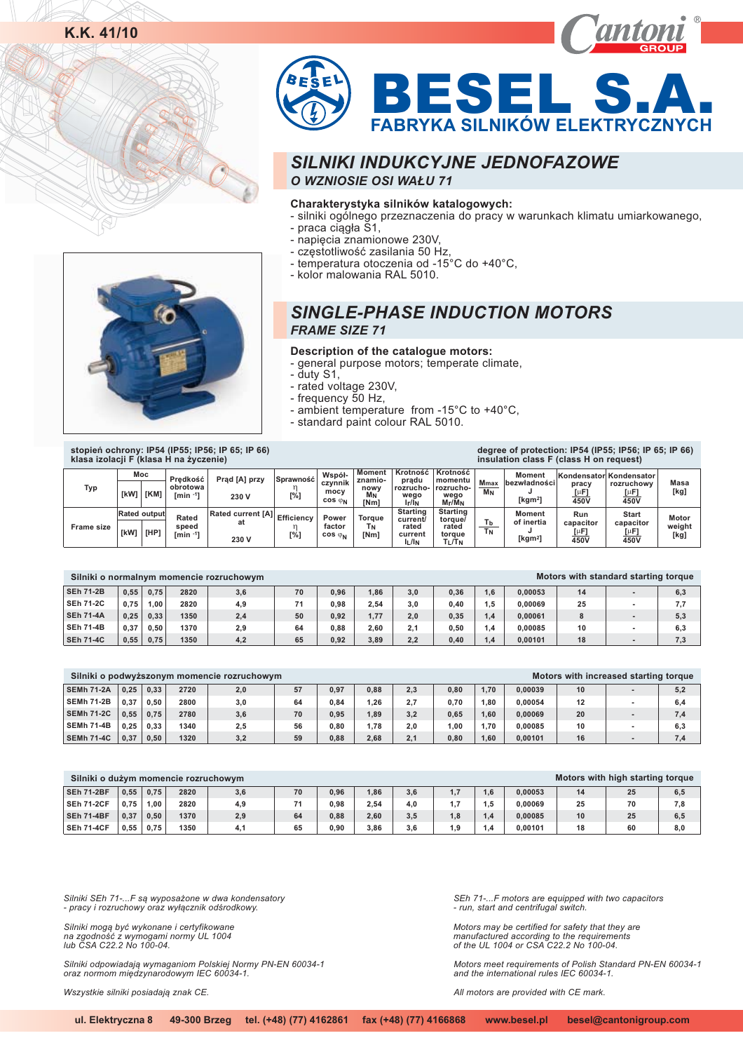K.K. 41/10

# BESEL S.A.

FABRYKA SILNIKÓW ELEKTRYCZNYCH

## *SILNIKI INDUKCYJNE JEDNOFAZOWE*

### *O WZNIOSIE OSI WAŁU 71*

**Charakterystyka silników katalogowych:**
- silniki ogólnego przeznaczenia do pracy w warunkach klimatu umiarkowanego,
- praca ciągła S1,
- napięcia znamionowe 230V,
- częstotliwość zasilania 50 Hz,
- temperatura otoczenia od -15°C do +40°C,
- kolor malowania RAL 5010.

## *SINGLE-PHASE INDUCTION MOTORS*

### *FRAME SIZE 71*

**Description of the catalogue motors:**
- general purpose motors; temperate climate,
- duty S1,
- rated voltage 230V,
- frequency 50 Hz,
- ambient temperature from -15°C to +40°C,
- standard paint colour RAL 5010.

**stopień ochrony: IP54 (IP55; IP56; IP 65; IP 66)**
**klasa izolacji F (klasa H na życzenie)**

**degree of protection: IP54 (IP55; IP56; IP 65; IP 66)**
**insulation class F (class H on request)**

| Typ / Frame size | Moc / Rated output [kW] | Moc / Rated output [KM] / [HP] | Prędkość obrotowa / Rated speed [min⁻¹] | Prąd [A] przy 230 V / Rated current [A] at 230 V | Sprawność / Efficiency η [%] | Współczynnik mocy / Power factor cos $\varphi_N$ | Moment znamionowy / Torque $M_N$ / $T_N$ [Nm] | Krotność prądu rozruchowego / Starting current/rated current $I_r/I_N$ / $I_L/I_N$ | Krotność momentu rozruchowego / Starting torque/rated torque $M_r/M_N$ / $T_L/T_N$ | $M_{max}/M_N$ / $T_b/T_N$ | Moment bezwładności / Moment of inertia J [kgm²] | Kondensator pracy / Run capacitor [μF] 450V | Kondensator rozruchowy / Start capacitor [μF] 450V | Masa / Motor weight [kg] |
|---|---|---|---|---|---|---|---|---|---|---|---|---|---|---|
| **Silniki o normalnym momencie rozruchowym / Motors with standard starting torque** | | | | | | | | | | | | | | |
| SEh 71-2B | 0,55 | 0,75 | 2820 | 3,6 | 70 | 0,96 | 1,86 | 3,0 | 0,36 | 1,6 | 0,00053 | 14 | - | 6,3 |
| SEh 71-2C | 0,75 | 1,00 | 2820 | 4,9 | 71 | 0,98 | 2,54 | 3,0 | 0,40 | 1,5 | 0,00069 | 25 | - | 7,7 |
| SEh 71-4A | 0,25 | 0,33 | 1350 | 2,4 | 50 | 0,92 | 1,77 | 2,0 | 0,35 | 1,4 | 0,00061 | 8 | - | 5,3 |
| SEh 71-4B | 0,37 | 0,50 | 1370 | 2,9 | 64 | 0,88 | 2,60 | 2,1 | 0,50 | 1,4 | 0,00085 | 10 | - | 6,3 |
| SEh 71-4C | 0,55 | 0,75 | 1350 | 4,2 | 65 | 0,92 | 3,89 | 2,2 | 0,40 | 1,4 | 0,00101 | 18 | - | 7,3 |
| **Silniki o podwyższonym momencie rozruchowym / Motors with increased starting torque** | | | | | | | | | | | | | | |
| SEMh 71-2A | 0,25 | 0,33 | 2720 | 2,0 | 57 | 0,97 | 0,88 | 2,3 | 0,80 | 1,70 | 0,00039 | 10 | - | 5,2 |
| SEMh 71-2B | 0,37 | 0,50 | 2800 | 3,0 | 64 | 0,84 | 1,26 | 2,7 | 0,70 | 1,80 | 0,00054 | 12 | - | 6,4 |
| SEMh 71-2C | 0,55 | 0,75 | 2780 | 3,6 | 70 | 0,95 | 1,89 | 3,2 | 0,65 | 1,60 | 0,00069 | 20 | - | 7,4 |
| SEMh 71-4B | 0,25 | 0,33 | 1340 | 2,5 | 56 | 0,80 | 1,78 | 2,0 | 1,00 | 1,70 | 0,00085 | 10 | - | 6,3 |
| SEMh 71-4C | 0,37 | 0,50 | 1320 | 3,2 | 59 | 0,88 | 2,68 | 2,1 | 0,80 | 1,60 | 0,00101 | 16 | - | 7,4 |
| **Silniki o dużym momencie rozruchowym / Motors with high starting torque** | | | | | | | | | | | | | | |
| SEh 71-2BF | 0,55 | 0,75 | 2820 | 3,6 | 70 | 0,96 | 1,86 | 3,6 | 1,7 | 1,6 | 0,00053 | 14 | 25 | 6,5 |
| SEh 71-2CF | 0,75 | 1,00 | 2820 | 4,9 | 71 | 0,98 | 2,54 | 4,0 | 1,7 | 1,5 | 0,00069 | 25 | 70 | 7,8 |
| SEh 71-4BF | 0,37 | 0,50 | 1370 | 2,9 | 64 | 0,88 | 2,60 | 3,5 | 1,8 | 1,4 | 0,00085 | 10 | 25 | 6,5 |
| SEh 71-4CF | 0,55 | 0,75 | 1350 | 4,1 | 65 | 0,90 | 3,86 | 3,6 | 1,9 | 1,4 | 0,00101 | 18 | 60 | 8,0 |

*Silniki SEh 71-...F są wyposażone w dwa kondensatory - pracy i rozruchowy oraz wyłącznik odśrodkowy.*

*Silniki mogą być wykonane i certyfikowane na zgodność z wymogami normy UL 1004 lub CSA C22.2 No 100-04.*

*Silniki odpowiadają wymaganiom Polskiej Normy PN-EN 60034-1 oraz normom międzynarodowym IEC 60034-1.*

*Wszystkie silniki posiadają znak CE.*

*SEh 71-...F motors are equipped with two capacitors - run, start and centrifugal switch.*

*Motors may be certified for safety that they are manufactured according to the requirements of the UL 1004 or CSA C22.2 No 100-04.*

*Motors meet requirements of Polish Standard PN-EN 60034-1 and the international rules IEC 60034-1.*

*All motors are provided with CE mark.*

**ul. Elektryczna 8 49-300 Brzeg tel. (+48) (77) 4162861 fax (+48) (77) 4166868 www.besel.pl besel@cantonigroup.com**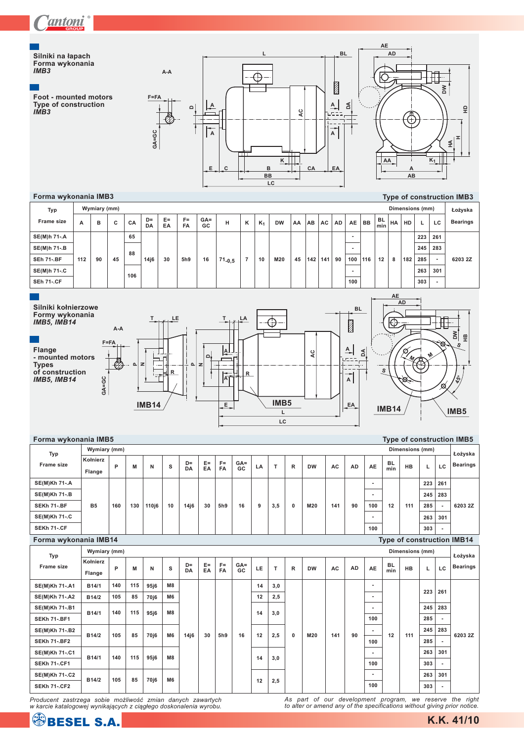**Silniki na łapach**
**Forma wykonania**
***IMB3***

**Foot - mounted motors**
**Type of construction**
***IMB3***

## Forma wykonania IMB3 — Type of construction IMB3

| Typ / Frame size | A | B | C | CA | D= DA | E= EA | F= FA | GA= GC | H | K | $K_1$ | DW | AA | AB | AC | AD | AE | BB | BL min | HA | HD | L | LC | Łożyska / Bearings |
|---|---|---|---|---|---|---|---|---|---|---|---|---|---|---|---|---|---|---|---|---|---|---|---|---|
| SE(M)h 71-.A | 112 | 90 | 45 | 65 | 14j6 | 30 | 5h9 | 16 | $71_{-0,5}$ | 7 | 10 | M20 | 45 | 142 | 141 | 90 | - | 116 | 12 | 8 | 182 | 223 | 261 | 6203 2Z |
| SE(M)h 71-.B | | | | 88 | | | | | | | | | | | | | - | | | | | 245 | 283 | |
| SEh 71-.BF | | | | | | | | | | | | | | | | | 100 | | | | | 285 | - | |
| SE(M)h 71-.C | | | | 106 | | | | | | | | | | | | | - | | | | | 263 | 301 | |
| SEh 71-.CF | | | | | | | | | | | | | | | | | 100 | | | | | 303 | - | |

**Silniki kołnierzowe**
**Formy wykonania**
***IMB5, IMB14***

**Flange**
**- mounted motors**
**Types**
**of construction**
***IMB5, IMB14***

## Forma wykonania IMB5 — Type of construction IMB5

| Typ / Frame size | Kołnierz / Flange | P | M | N | S | D= DA | E= EA | F= FA | GA= GC | LA | T | R | DW | AC | AD | AE | BL min | HB | L | LC | Łożyska / Bearings |
|---|---|---|---|---|---|---|---|---|---|---|---|---|---|---|---|---|---|---|---|---|---|
| SE(M)Kh 71-.A | B5 | 160 | 130 | 110j6 | 10 | 14j6 | 30 | 5h9 | 16 | 9 | 3,5 | 0 | M20 | 141 | 90 | - | 12 | 111 | 223 | 261 | 6203 2Z |
| SE(M)Kh 71-.B | | | | | | | | | | | | | | | | - | | | 245 | 283 | |
| SEKh 71-.BF | | | | | | | | | | | | | | | | 100 | | | 285 | - | |
| SE(M)Kh 71-.C | | | | | | | | | | | | | | | | - | | | 263 | 301 | |
| SEKh 71-.CF | | | | | | | | | | | | | | | | 100 | | | 303 | - | |

## Forma wykonania IMB14 — Type of construction IMB14

| Typ / Frame size | Kołnierz / Flange | P | M | N | S | D= DA | E= EA | F= FA | GA= GC | LE | T | R | DW | AC | AD | AE | BL min | HB | L | LC | Łożyska / Bearings |
|---|---|---|---|---|---|---|---|---|---|---|---|---|---|---|---|---|---|---|---|---|---|
| SE(M)Kh 71-.A1 | B14/1 | 140 | 115 | 95j6 | M8 | 14j6 | 30 | 5h9 | 16 | 14 | 3,0 | 0 | M20 | 141 | 90 | - | 12 | 111 | 223 | 261 | 6203 2Z |
| SE(M)Kh 71-.A2 | B14/2 | 105 | 85 | 70j6 | M6 | | | | | 12 | 2,5 | | | | | - | | | | | |
| SE(M)Kh 71-.B1 | B14/1 | 140 | 115 | 95j6 | M8 | | | | | 14 | 3,0 | | | | | - | | | 245 | 283 | |
| SEKh 71-.BF1 | | | | | | | | | | | | | | | | 100 | | | 285 | - | |
| SE(M)Kh 71-.B2 | B14/2 | 105 | 85 | 70j6 | M6 | | | | | 12 | 2,5 | | | | | - | | | 245 | 283 | |
| SEKh 71-.BF2 | | | | | | | | | | | | | | | | 100 | | | 285 | - | |
| SE(M)Kh 71-.C1 | B14/1 | 140 | 115 | 95j6 | M8 | | | | | 14 | 3,0 | | | | | - | | | 263 | 301 | |
| SEKh 71-.CF1 | | | | | | | | | | | | | | | | 100 | | | 303 | - | |
| SE(M)Kh 71-.C2 | B14/2 | 105 | 85 | 70j6 | M6 | | | | | 12 | 2,5 | | | | | - | | | 263 | 301 | |
| SEKh 71-.CF2 | | | | | | | | | | | | | | | | 100 | | | 303 | - | |

*Producent zastrzega sobie możliwość zmian danych zawartych w karcie katalogowej wynikających z ciągłego doskonalenia wyrobu.*

*As part of our development program, we reserve the right to alter or amend any of the specifications without giving prior notice.*

**BESEL S.A.** — **K.K. 41/10**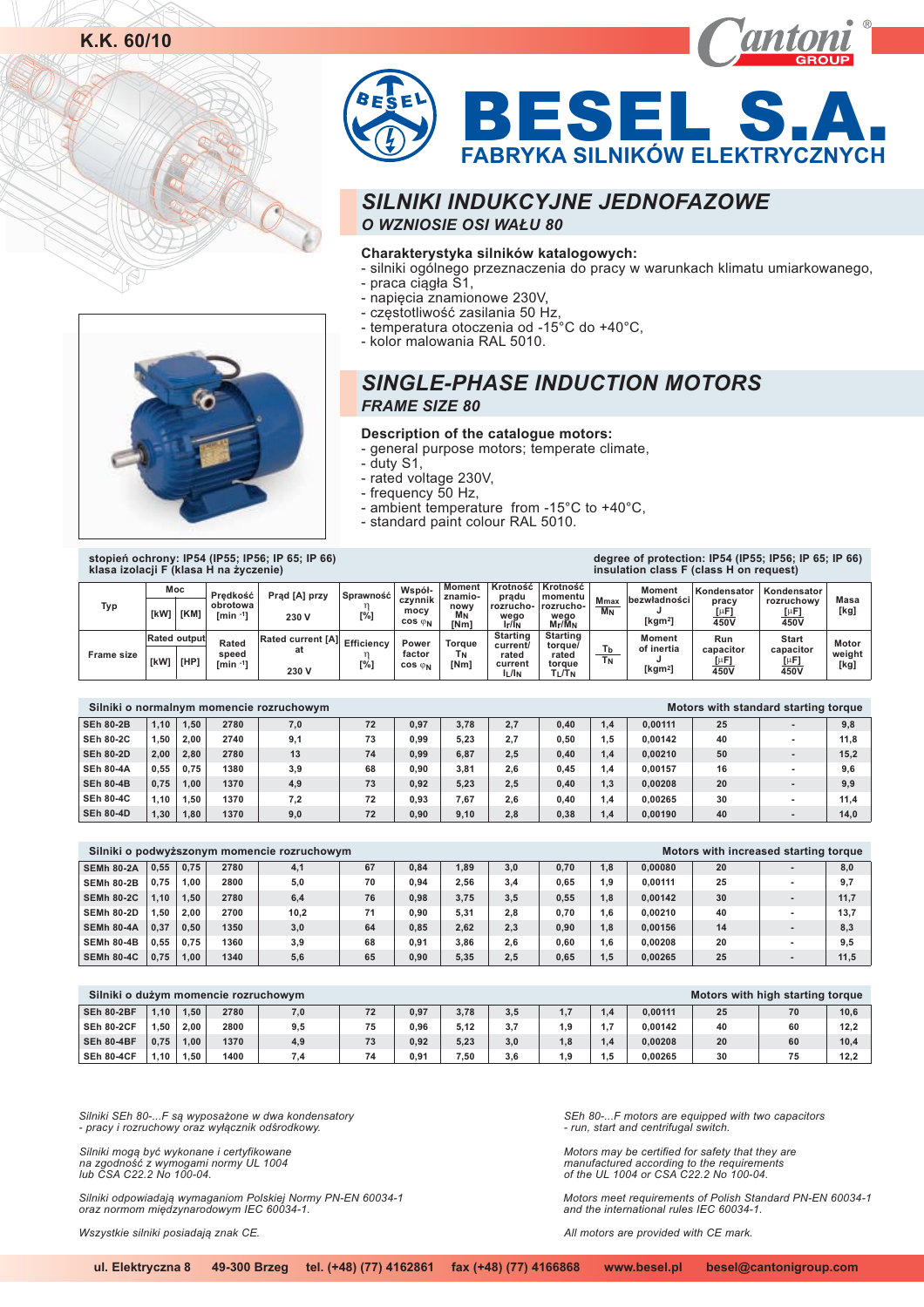K.K. 60/10

# BESEL S.A.
## FABRYKA SILNIKÓW ELEKTRYCZNYCH

## *SILNIKI INDUKCYJNE JEDNOFAZOWE*
### *O WZNIOSIE OSI WAŁU 80*

**Charakterystyka silników katalogowych:**
- silniki ogólnego przeznaczenia do pracy w warunkach klimatu umiarkowanego,
- praca ciągła S1,
- napięcia znamionowe 230V,
- częstotliwość zasilania 50 Hz,
- temperatura otoczenia od -15°C do +40°C,
- kolor malowania RAL 5010.

## *SINGLE-PHASE INDUCTION MOTORS*
### *FRAME SIZE 80*

**Description of the catalogue motors:**
- general purpose motors; temperate climate,
- duty S1,
- rated voltage 230V,
- frequency 50 Hz,
- ambient temperature from -15°C to +40°C,
- standard paint colour RAL 5010.

**stopień ochrony: IP54 (IP55; IP56; IP 65; IP 66)**
**klasa izolacji F (klasa H na życzenie)**

**degree of protection: IP54 (IP55; IP56; IP 65; IP 66)**
**insulation class F (class H on request)**

| Typ / Frame size | Moc / Rated output [kW] | [KM] / [HP] | Prędkość obrotowa / Rated speed [min⁻¹] | Prąd [A] przy 230 V / Rated current [A] at 230 V | Sprawność / Efficiency η [%] | Współczynnik mocy / Power factor cos φ_N | Moment znamionowy / Torque $M_N$ / $T_N$ [Nm] | Krotność prądu rozruchowego / Starting current/rated current $I_r/I_N$ / $I_L/I_N$ | Krotność momentu rozruchowego / Starting torque/rated torque $M_r/M_N$ / $T_L/T_N$ | $M_{max}/M_N$ / $T_b/T_N$ | Moment bezwładności / Moment of inertia J [kgm²] | Kondensator pracy / Run capacitor [μF] 450V | Kondensator rozruchowy / Start capacitor [μF] 450V | Masa / Motor weight [kg] |
|---|---|---|---|---|---|---|---|---|---|---|---|---|---|---|
| **Silniki o normalnym momencie rozruchowym / Motors with standard starting torque** | | | | | | | | | | | | | | |
| SEh 80-2B | 1,10 | 1,50 | 2780 | 7,0 | 72 | 0,97 | 3,78 | 2,7 | 0,40 | 1,4 | 0,00111 | 25 | - | 9,8 |
| SEh 80-2C | 1,50 | 2,00 | 2740 | 9,1 | 73 | 0,99 | 5,23 | 2,7 | 0,50 | 1,5 | 0,00142 | 40 | - | 11,8 |
| SEh 80-2D | 2,00 | 2,80 | 2780 | 13 | 74 | 0,99 | 6,87 | 2,5 | 0,40 | 1,4 | 0,00210 | 50 | - | 15,2 |
| SEh 80-4A | 0,55 | 0,75 | 1380 | 3,9 | 68 | 0,90 | 3,81 | 2,6 | 0,45 | 1,4 | 0,00157 | 16 | - | 9,6 |
| SEh 80-4B | 0,75 | 1,00 | 1370 | 4,9 | 73 | 0,92 | 5,23 | 2,5 | 0,40 | 1,3 | 0,00208 | 20 | - | 9,9 |
| SEh 80-4C | 1,10 | 1,50 | 1370 | 7,2 | 72 | 0,93 | 7,67 | 2,6 | 0,40 | 1,4 | 0,00265 | 30 | - | 11,4 |
| SEh 80-4D | 1,30 | 1,80 | 1370 | 9,0 | 72 | 0,90 | 9,10 | 2,8 | 0,38 | 1,4 | 0,00190 | 40 | - | 14,0 |
| **Silniki o podwyższonym momencie rozruchowym / Motors with increased starting torque** | | | | | | | | | | | | | | |
| SEMh 80-2A | 0,55 | 0,75 | 2780 | 4,1 | 67 | 0,84 | 1,89 | 3,0 | 0,70 | 1,8 | 0,00080 | 20 | - | 8,0 |
| SEMh 80-2B | 0,75 | 1,00 | 2800 | 5,0 | 70 | 0,94 | 2,56 | 3,4 | 0,65 | 1,9 | 0,00111 | 25 | - | 9,7 |
| SEMh 80-2C | 1,10 | 1,50 | 2780 | 6,4 | 76 | 0,98 | 3,75 | 3,5 | 0,55 | 1,8 | 0,00142 | 30 | - | 11,7 |
| SEMh 80-2D | 1,50 | 2,00 | 2700 | 10,2 | 71 | 0,90 | 5,31 | 2,8 | 0,70 | 1,6 | 0,00210 | 40 | - | 13,7 |
| SEMh 80-4A | 0,37 | 0,50 | 1350 | 3,0 | 64 | 0,85 | 2,62 | 2,3 | 0,90 | 1,8 | 0,00156 | 14 | - | 8,3 |
| SEMh 80-4B | 0,55 | 0,75 | 1360 | 3,9 | 68 | 0,91 | 3,86 | 2,6 | 0,60 | 1,6 | 0,00208 | 20 | - | 9,5 |
| SEMh 80-4C | 0,75 | 1,00 | 1340 | 5,6 | 65 | 0,90 | 5,35 | 2,5 | 0,65 | 1,5 | 0,00265 | 25 | - | 11,5 |
| **Silniki o dużym momencie rozruchowym / Motors with high starting torque** | | | | | | | | | | | | | | |
| SEh 80-2BF | 1,10 | 1,50 | 2780 | 7,0 | 72 | 0,97 | 3,78 | 3,5 | 1,7 | 1,4 | 0,00111 | 25 | 70 | 10,6 |
| SEh 80-2CF | 1,50 | 2,00 | 2800 | 9,5 | 75 | 0,96 | 5,12 | 3,7 | 1,9 | 1,7 | 0,00142 | 40 | 60 | 12,2 |
| SEh 80-4BF | 0,75 | 1,00 | 1370 | 4,9 | 73 | 0,92 | 5,23 | 3,0 | 1,8 | 1,4 | 0,00208 | 20 | 60 | 10,4 |
| SEh 80-4CF | 1,10 | 1,50 | 1400 | 7,4 | 74 | 0,91 | 7,50 | 3,6 | 1,9 | 1,5 | 0,00265 | 30 | 75 | 12,2 |

*Silniki SEh 80-...F są wyposażone w dwa kondensatory - pracy i rozruchowy oraz wyłącznik odśrodkowy.*

*Silniki mogą być wykonane i certyfikowane na zgodność z wymogami normy UL 1004 lub CSA C22.2 No 100-04.*

*Silniki odpowiadają wymaganiom Polskiej Normy PN-EN 60034-1 oraz normom międzynarodowym IEC 60034-1.*

*Wszystkie silniki posiadają znak CE.*

*SEh 80-...F motors are equipped with two capacitors - run, start and centrifugal switch.*

*Motors may be certified for safety that they are manufactured according to the requirements of the UL 1004 or CSA C22.2 No 100-04.*

*Motors meet requirements of Polish Standard PN-EN 60034-1 and the international rules IEC 60034-1.*

*All motors are provided with CE mark.*

**ul. Elektryczna 8 49-300 Brzeg tel. (+48) (77) 4162861 fax (+48) (77) 4166868 www.besel.pl besel@cantonigroup.com**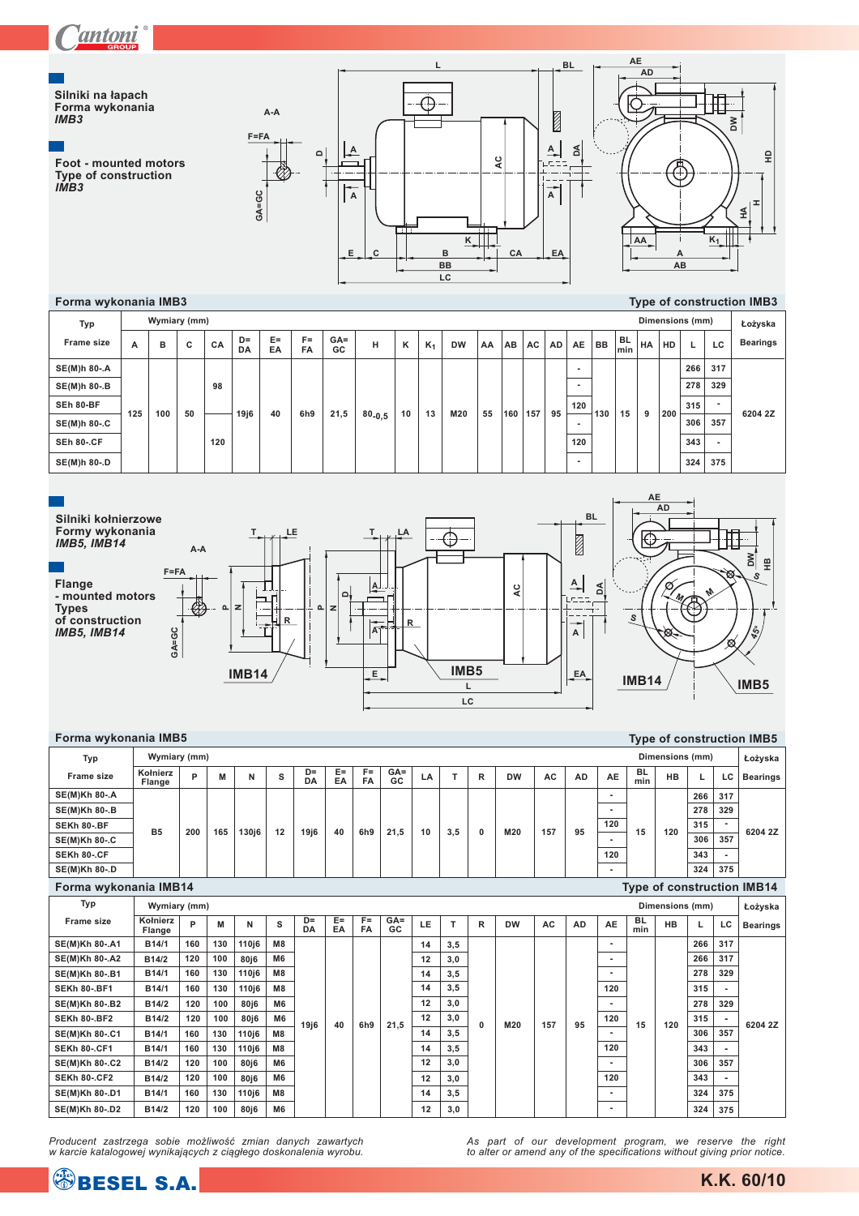**Silniki na łapach**
**Forma wykonania**
***IMB3***

**Foot - mounted motors**
**Type of construction**
***IMB3***

## Forma wykonania IMB3 — Type of construction IMB3

| Typ / Frame size | A | B | C | CA | D= DA | E= EA | F= FA | GA= GC | H | K | $K_1$ | DW | AA | AB | AC | AD | AE | BB | BL min | HA | HD | L | LC | Łożyska / Bearings |
|---|---|---|---|---|---|---|---|---|---|---|---|---|---|---|---|---|---|---|---|---|---|---|---|---|
| Wymiary (mm) / Dimensions (mm) | | | | | | | | | | | | | | | | | | | | | | | | |
| SE(M)h 80-.A | 125 | 100 | 50 | 98 | 19j6 | 40 | 6h9 | 21,5 | $80_{-0,5}$ | 10 | 13 | M20 | 55 | 160 | 157 | 95 | - | 130 | 15 | 9 | 200 | 266 | 317 | 6204 2Z |
| SE(M)h 80-.B | | | | | | | | | | | | | | | | | - | | | | | 278 | 329 | |
| SEh 80-BF | | | | | | | | | | | | | | | | | 120 | | | | | 315 | - | |
| SE(M)h 80-.C | | | | | | | | | | | | | | | | | - | | | | | 306 | 357 | |
| SEh 80-.CF | | | | 120 | | | | | | | | | | | | | 120 | | | | | 343 | - | |
| SE(M)h 80-.D | | | | | | | | | | | | | | | | | - | | | | | 324 | 375 | |

**Silniki kołnierzowe**
**Formy wykonania**
***IMB5, IMB14***

**Flange - mounted motors**
**Types of construction**
***IMB5, IMB14***

## Forma wykonania IMB5 — Type of construction IMB5

| Typ / Frame size | Kołnierz / Flange | P | M | N | S | D= DA | E= EA | F= FA | GA= GC | LA | T | R | DW | AC | AD | AE | BL min | HB | L | LC | Łożyska / Bearings |
|---|---|---|---|---|---|---|---|---|---|---|---|---|---|---|---|---|---|---|---|---|---|
| Wymiary (mm) / Dimensions (mm) | | | | | | | | | | | | | | | | | | | | | |
| SE(M)Kh 80-.A | B5 | 200 | 165 | 130j6 | 12 | 19j6 | 40 | 6h9 | 21,5 | 10 | 3,5 | 0 | M20 | 157 | 95 | - | 15 | 120 | 266 | 317 | 6204 2Z |
| SE(M)Kh 80-.B | | | | | | | | | | | | | | | | - | | | 278 | 329 | |
| SEKh 80-.BF | | | | | | | | | | | | | | | | 120 | | | 315 | - | |
| SE(M)Kh 80-.C | | | | | | | | | | | | | | | | - | | | 306 | 357 | |
| SEKh 80-.CF | | | | | | | | | | | | | | | | 120 | | | 343 | - | |
| SE(M)Kh 80-.D | | | | | | | | | | | | | | | | - | | | 324 | 375 | |

## Forma wykonania IMB14 — Type of construction IMB14

| Typ / Frame size | Kołnierz / Flange | P | M | N | S | D= DA | E= EA | F= FA | GA= GC | LE | T | R | DW | AC | AD | AE | BL min | HB | L | LC | Łożyska / Bearings |
|---|---|---|---|---|---|---|---|---|---|---|---|---|---|---|---|---|---|---|---|---|---|
| Wymiary (mm) / Dimensions (mm) | | | | | | | | | | | | | | | | | | | | | |
| SE(M)Kh 80-.A1 | B14/1 | 160 | 130 | 110j6 | M8 | 19j6 | 40 | 6h9 | 21,5 | 14 | 3,5 | 0 | M20 | 157 | 95 | - | 15 | 120 | 266 | 317 | 6204 2Z |
| SE(M)Kh 80-.A2 | B14/2 | 120 | 100 | 80j6 | M6 | | | | | 12 | 3,0 | | | | | - | | | 266 | 317 | |
| SE(M)Kh 80-.B1 | B14/1 | 160 | 130 | 110j6 | M8 | | | | | 14 | 3,5 | | | | | - | | | 278 | 329 | |
| SEKh 80-.BF1 | B14/1 | 160 | 130 | 110j6 | M8 | | | | | 14 | 3,5 | | | | | 120 | | | 315 | - | |
| SE(M)Kh 80-.B2 | B14/2 | 120 | 100 | 80j6 | M6 | | | | | 12 | 3,0 | | | | | - | | | 278 | 329 | |
| SEKh 80-.BF2 | B14/2 | 120 | 100 | 80j6 | M6 | | | | | 12 | 3,0 | | | | | 120 | | | 315 | - | |
| SE(M)Kh 80-.C1 | B14/1 | 160 | 130 | 110j6 | M8 | | | | | 14 | 3,5 | | | | | - | | | 306 | 357 | |
| SEKh 80-.CF1 | B14/1 | 160 | 130 | 110j6 | M8 | | | | | 14 | 3,5 | | | | | 120 | | | 343 | - | |
| SE(M)Kh 80-.C2 | B14/2 | 120 | 100 | 80j6 | M6 | | | | | 12 | 3,0 | | | | | - | | | 306 | 357 | |
| SEKh 80-.CF2 | B14/2 | 120 | 100 | 80j6 | M6 | | | | | 12 | 3,0 | | | | | 120 | | | 343 | - | |
| SE(M)Kh 80-.D1 | B14/1 | 160 | 130 | 110j6 | M8 | | | | | 14 | 3,5 | | | | | - | | | 324 | 375 | |
| SE(M)Kh 80-.D2 | B14/2 | 120 | 100 | 80j6 | M6 | | | | | 12 | 3,0 | | | | | - | | | 324 | 375 | |

*Producent zastrzega sobie możliwość zmian danych zawartych w karcie katalogowej wynikających z ciągłego doskonalenia wyrobu.*

*As part of our development program, we reserve the right to alter or amend any of the specifications without giving prior notice.*

**K.K. 60/10**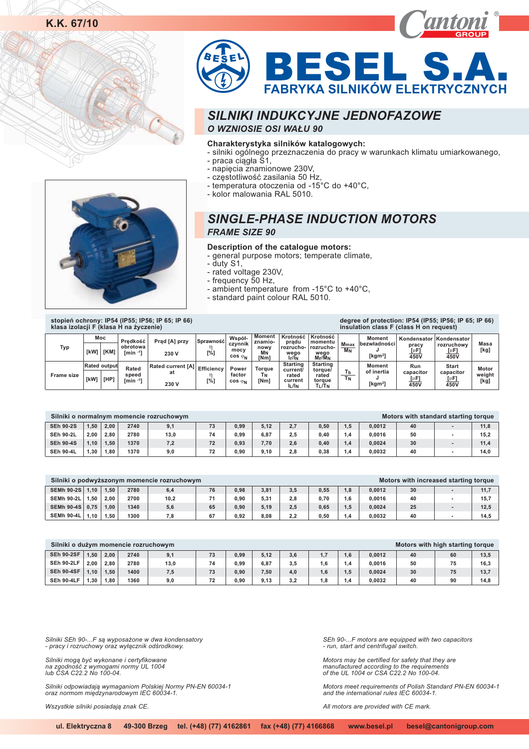K.K. 67/10

# BESEL S.A.

FABRYKA SILNIKÓW ELEKTRYCZNYCH

## SILNIKI INDUKCYJNE JEDNOFAZOWE

### O WZNIOSIE OSI WAŁU 90

**Charakterystyka silników katalogowych:**
- silniki ogólnego przeznaczenia do pracy w warunkach klimatu umiarkowanego,
- praca ciągła S1,
- napięcia znamionowe 230V,
- częstotliwość zasilania 50 Hz,
- temperatura otoczenia od -15°C do +40°C,
- kolor malowania RAL 5010.

## SINGLE-PHASE INDUCTION MOTORS

### FRAME SIZE 90

**Description of the catalogue motors:**
- general purpose motors; temperate climate,
- duty S1,
- rated voltage 230V,
- frequency 50 Hz,
- ambient temperature from -15°C to +40°C,
- standard paint colour RAL 5010.

**stopień ochrony: IP54 (IP55; IP56; IP 65; IP 66)**
**klasa izolacji F (klasa H na życzenie)**

**degree of protection: IP54 (IP55; IP56; IP 65; IP 66)**
**insulation class F (class H on request)**

| Typ / Frame size | Moc / Rated output [kW] | Moc / Rated output [KM] / [HP] | Prędkość obrotowa / Rated speed [min⁻¹] | Prąd [A] przy 230 V / Rated current [A] at 230 V | Sprawność / Efficiency η [%] | Współczynnik mocy / Power factor cos $\varphi_N$ | Moment znamionowy / Torque $M_N$ / $T_N$ [Nm] | Krotność prądu rozruchowego / Starting current/rated current $I_r/I_N$ / $I_L/I_N$ | Krotność momentu rozruchowego / Starting torque/rated torque $M_r/M_N$ / $T_L/T_N$ | $M_{max}/M_N$ / $T_b/T_N$ | Moment bezwładności / Moment of inertia J [kgm²] | Kondensator pracy / Run capacitor [µF] 450V | Kondensator rozruchowy / Start capacitor [µF] 450V | Masa / Motor weight [kg] |
|---|---|---|---|---|---|---|---|---|---|---|---|---|---|---|
| **Silniki o normalnym momencie rozruchowym / Motors with standard starting torque** | | | | | | | | | | | | | | |
| SEh 90-2S | 1,50 | 2,00 | 2740 | 9,1 | 73 | 0,99 | 5,12 | 2,7 | 0,50 | 1,5 | 0,0012 | 40 | - | 11,8 |
| SEh 90-2L | 2,00 | 2,80 | 2780 | 13,0 | 74 | 0,99 | 6,87 | 2,5 | 0,40 | 1,4 | 0,0016 | 50 | - | 15,2 |
| SEh 90-4S | 1,10 | 1,50 | 1370 | 7,2 | 72 | 0,93 | 7,70 | 2,6 | 0,40 | 1,4 | 0,0024 | 30 | - | 11,4 |
| SEh 90-4L | 1,30 | 1,80 | 1370 | 9,0 | 72 | 0,90 | 9,10 | 2,8 | 0,38 | 1,4 | 0,0032 | 40 | - | 14,0 |
| **Silniki o podwyższonym momencie rozruchowym / Motors with increased starting torque** | | | | | | | | | | | | | | |
| SEMh 90-2S | 1,10 | 1,50 | 2780 | 6,4 | 76 | 0,98 | 3,81 | 3,5 | 0,55 | 1,8 | 0,0012 | 30 | - | 11,7 |
| SEMh 90-2L | 1,50 | 2,00 | 2700 | 10,2 | 71 | 0,90 | 5,31 | 2,8 | 0,70 | 1,6 | 0,0016 | 40 | - | 15,7 |
| SEMh 90-4S | 0,75 | 1,00 | 1340 | 5,6 | 65 | 0,90 | 5,19 | 2,5 | 0,65 | 1,5 | 0,0024 | 25 | - | 12,5 |
| SEMh 90-4L | 1,10 | 1,50 | 1300 | 7,8 | 67 | 0,92 | 8,08 | 2,2 | 0,50 | 1,4 | 0,0032 | 40 | - | 14,5 |
| **Silniki o dużym momencie rozruchowym / Motors with high starting torque** | | | | | | | | | | | | | | |
| SEh 90-2SF | 1,50 | 2,00 | 2740 | 9,1 | 73 | 0,99 | 5,12 | 3,6 | 1,7 | 1,6 | 0,0012 | 40 | 60 | 13,5 |
| SEh 90-2LF | 2,00 | 2,80 | 2780 | 13,0 | 74 | 0,99 | 6,87 | 3,5 | 1,6 | 1,4 | 0,0016 | 50 | 75 | 16,3 |
| SEh 90-4SF | 1,10 | 1,50 | 1400 | 7,5 | 73 | 0,90 | 7,50 | 4,0 | 1,6 | 1,5 | 0,0024 | 30 | 75 | 13,7 |
| SEh 90-4LF | 1,30 | 1,80 | 1360 | 9,0 | 72 | 0,90 | 9,13 | 3,2 | 1,8 | 1,4 | 0,0032 | 40 | 90 | 14,8 |

*Silniki SEh 90-...F są wyposażone w dwa kondensatory - pracy i rozruchowy oraz wyłącznik odśrodkowy.*

*Silniki mogą być wykonane i certyfikowane na zgodność z wymogami normy UL 1004 lub CSA C22.2 No 100-04.*

*Silniki odpowiadają wymaganiom Polskiej Normy PN-EN 60034-1 oraz normom międzynarodowym IEC 60034-1.*

*Wszystkie silniki posiadają znak CE.*

*SEh 90-...F motors are equipped with two capacitors - run, start and centrifugal switch.*

*Motors may be certified for safety that they are manufactured according to the requirements of the UL 1004 or CSA C22.2 No 100-04.*

*Motors meet requirements of Polish Standard PN-EN 60034-1 and the international rules IEC 60034-1.*

*All motors are provided with CE mark.*

**ul. Elektryczna 8 49-300 Brzeg tel. (+48) (77) 4162861 fax (+48) (77) 4166868 www.besel.pl besel@cantonigroup.com**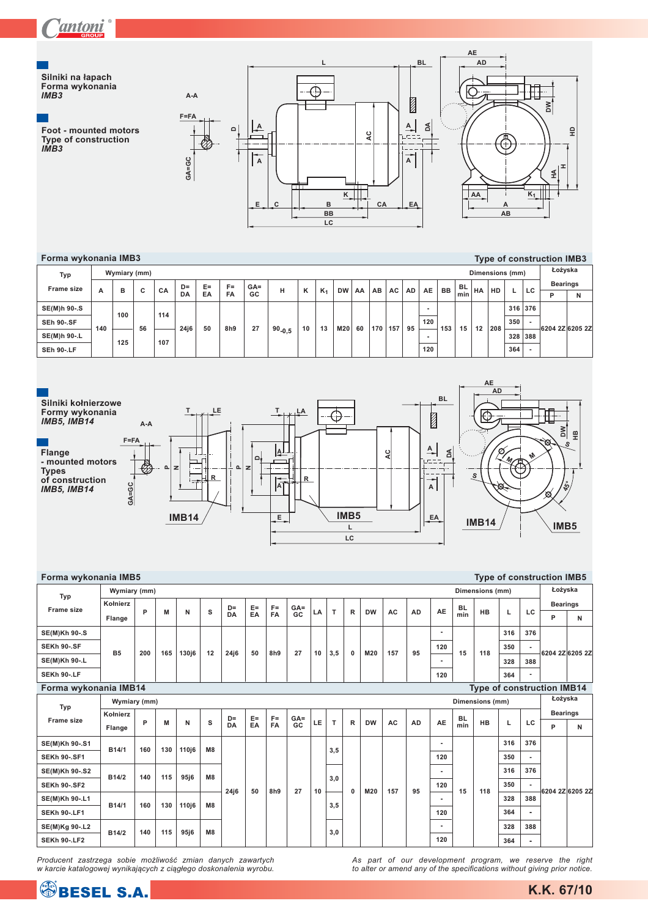**Silniki na łapach**
**Forma wykonania**
***IMB3***

**Foot - mounted motors**
**Type of construction**
***IMB3***

A-A

F=FA

GA=GC

D

A

L

BL

AC

DA

E

C

B

K

CA

EA

BB

LC

AE

AD

DW

HD

H

HA

AA

A

K1

AB

## Forma wykonania IMB3 — Type of construction IMB3

| Typ / Frame size | Wymiary (mm) / Dimensions (mm) | | | | | | | | | | | | | | | | | | | | | | Łożyska / Bearings | |
|---|---|---|---|---|---|---|---|---|---|---|---|---|---|---|---|---|---|---|---|---|---|---|---|---|
| | A | B | C | CA | D= DA | E= EA | F= FA | GA= GC | H | K | $K_1$ | DW | AA | AB | AC | AD | AE | BB | BL min | HA | HD | L | LC | P | N |
| SE(M)h 90-.S | 140 | 100 | 56 | 114 | 24j6 | 50 | 8h9 | 27 | $90_{-0,5}$ | 10 | 13 | M20 | 60 | 170 | 157 | 95 | - | 153 | 15 | 12 | 208 | 316 | 376 | 6204 2Z | 6205 2Z |
| SEh 90-.SF | | | | | | | | | | | | | | | | | 120 | | | | | 350 | - | | |
| SE(M)h 90-.L | | 125 | | 107 | | | | | | | | | | | | | - | | | | | 328 | 388 | | |
| SEh 90-.LF | | | | | | | | | | | | | | | | | 120 | | | | | 364 | - | | |

**Silniki kołnierzowe**
**Formy wykonania**
***IMB5, IMB14***

**Flange - mounted motors**
**Types of construction**
***IMB5, IMB14***

A-A

F=FA

GA=GC

T

LE

LA

P

N

D

R

A

E

IMB14

IMB5

L

LC

AC

DA

BL

EA

AE

AD

DW

HB

S

M

45°

## Forma wykonania IMB5 — Type of construction IMB5

| Typ / Frame size | Wymiary (mm) / Dimensions (mm) | | | | | | | | | | | | | | | | | | | Łożyska / Bearings | |
|---|---|---|---|---|---|---|---|---|---|---|---|---|---|---|---|---|---|---|---|---|---|
| | Kołnierz / Flange | P | M | N | S | D= DA | E= EA | F= FA | GA= GC | LA | T | R | DW | AC | AD | AE | BL min | HB | L | LC | P | N |
| SE(M)Kh 90-.S | B5 | 200 | 165 | 130j6 | 12 | 24j6 | 50 | 8h9 | 27 | 10 | 3,5 | 0 | M20 | 157 | 95 | - | 15 | 118 | 316 | 376 | 6204 2Z | 6205 2Z |
| SEKh 90-.SF | | | | | | | | | | | | | | | | 120 | | | 350 | - | | |
| SE(M)Kh 90-.L | | | | | | | | | | | | | | | | - | | | 328 | 388 | | |
| SEKh 90-.LF | | | | | | | | | | | | | | | | 120 | | | 364 | - | | |

## Forma wykonania IMB14 — Type of construction IMB14

| Typ / Frame size | Wymiary (mm) / Dimensions (mm) | | | | | | | | | | | | | | | | | | | Łożyska / Bearings | |
|---|---|---|---|---|---|---|---|---|---|---|---|---|---|---|---|---|---|---|---|---|---|
| | Kołnierz / Flange | P | M | N | S | D= DA | E= EA | F= FA | GA= GC | LE | T | R | DW | AC | AD | AE | BL min | HB | L | LC | P | N |
| SE(M)Kh 90-.S1 | B14/1 | 160 | 130 | 110j6 | M8 | 24j6 | 50 | 8h9 | 27 | 10 | 3,5 | 0 | M20 | 157 | 95 | - | 15 | 118 | 316 | 376 | 6204 2Z | 6205 2Z |
| SEKh 90-.SF1 | | | | | | | | | | | | | | | | 120 | | | 350 | - | | |
| SE(M)Kh 90-.S2 | B14/2 | 140 | 115 | 95j6 | M8 | | | | | | 3,0 | | | | | - | | | 316 | 376 | | |
| SEKh 90-.SF2 | | | | | | | | | | | | | | | | 120 | | | 350 | - | | |
| SE(M)Kh 90-.L1 | B14/1 | 160 | 130 | 110j6 | M8 | | | | | | 3,5 | | | | | - | | | 328 | 388 | | |
| SEKh 90-.LF1 | | | | | | | | | | | | | | | | 120 | | | 364 | - | | |
| SE(M)Kg 90-.L2 | B14/2 | 140 | 115 | 95j6 | M8 | | | | | | 3,0 | | | | | - | | | 328 | 388 | | |
| SEKh 90-.LF2 | | | | | | | | | | | | | | | | 120 | | | 364 | - | | |

*Producent zastrzega sobie możliwość zmian danych zawartych w karcie katalogowej wynikających z ciągłego doskonalenia wyrobu.*

*As part of our development program, we reserve the right to alter or amend any of the specifications without giving prior notice.*

**BESEL S.A.** **K.K. 67/10**